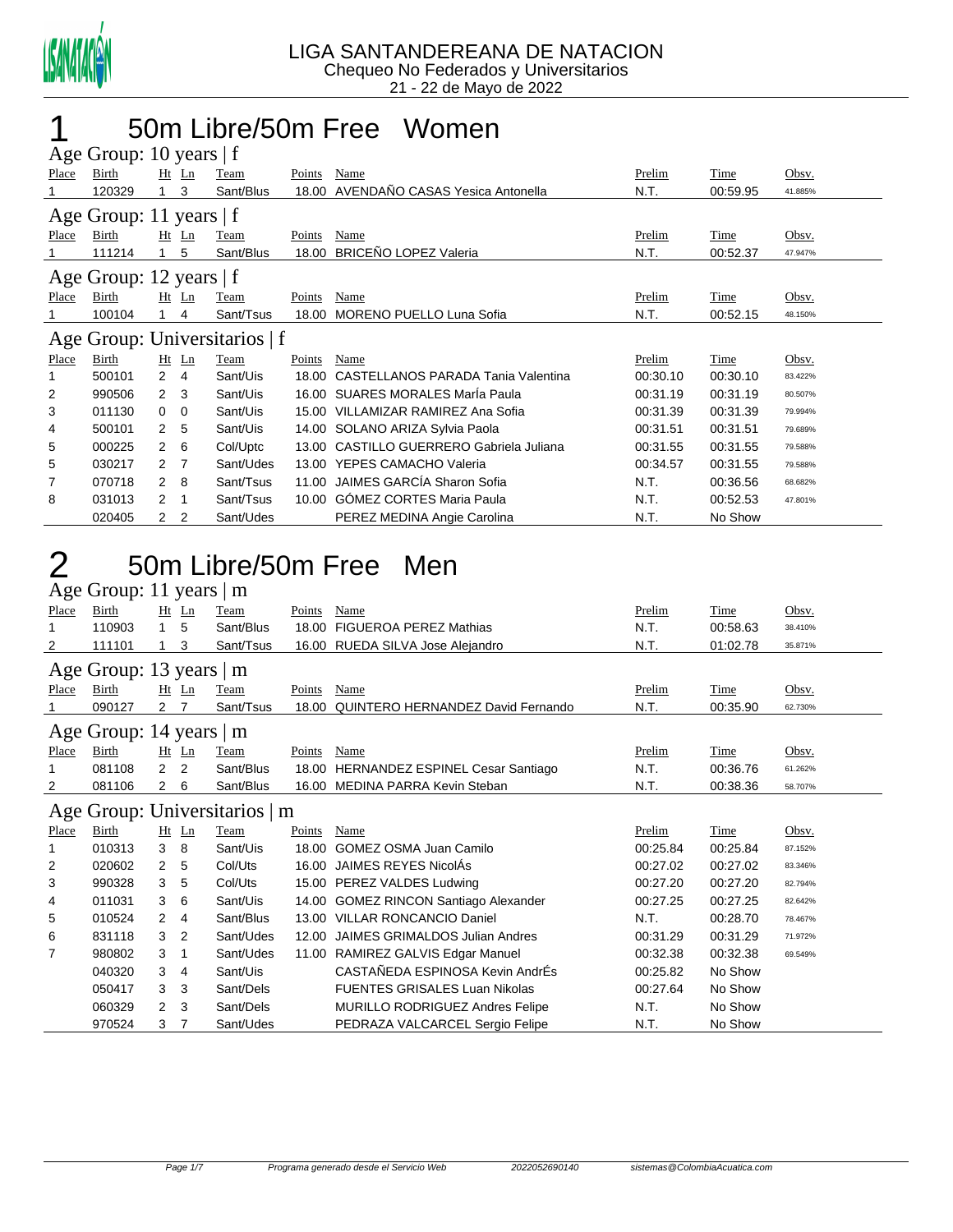LIGA SANTANDEREANA DE NATACION
Chequeo No Federados y Universitarios
21 - 22 de Mayo de 2022

# 1 50m Libre/50m Free Women

### Age Group: 10 years | f

| Place | Birth | Ht | Ln | Team | Points | Name | Prelim | Time | Obsv. |
|---|---|---|---|---|---|---|---|---|---|
| 1 | 120329 | 1 | 3 | Sant/Blus | 18.00 | AVENDAÑO CASAS Yesica Antonella | N.T. | 00:59.95 | 41.885% |

### Age Group: 11 years | f

| Place | Birth | Ht | Ln | Team | Points | Name | Prelim | Time | Obsv. |
|---|---|---|---|---|---|---|---|---|---|
| 1 | 111214 | 1 | 5 | Sant/Blus | 18.00 | BRICEÑO LOPEZ Valeria | N.T. | 00:52.37 | 47.947% |

### Age Group: 12 years | f

| Place | Birth | Ht | Ln | Team | Points | Name | Prelim | Time | Obsv. |
|---|---|---|---|---|---|---|---|---|---|
| 1 | 100104 | 1 | 4 | Sant/Tsus | 18.00 | MORENO PUELLO Luna Sofia | N.T. | 00:52.15 | 48.150% |

### Age Group: Universitarios | f

| Place | Birth | Ht | Ln | Team | Points | Name | Prelim | Time | Obsv. |
|---|---|---|---|---|---|---|---|---|---|
| 1 | 500101 | 2 | 4 | Sant/Uis | 18.00 | CASTELLANOS PARADA Tania Valentina | 00:30.10 | 00:30.10 | 83.422% |
| 2 | 990506 | 2 | 3 | Sant/Uis | 16.00 | SUARES MORALES MarÍa Paula | 00:31.19 | 00:31.19 | 80.507% |
| 3 | 011130 | 0 | 0 | Sant/Uis | 15.00 | VILLAMIZAR RAMIREZ Ana Sofia | 00:31.39 | 00:31.39 | 79.994% |
| 4 | 500101 | 2 | 5 | Sant/Uis | 14.00 | SOLANO ARIZA Sylvia Paola | 00:31.51 | 00:31.51 | 79.689% |
| 5 | 000225 | 2 | 6 | Col/Uptc | 13.00 | CASTILLO GUERRERO Gabriela Juliana | 00:31.55 | 00:31.55 | 79.588% |
| 5 | 030217 | 2 | 7 | Sant/Udes | 13.00 | YEPES CAMACHO Valeria | 00:34.57 | 00:31.55 | 79.588% |
| 7 | 070718 | 2 | 8 | Sant/Tsus | 11.00 | JAIMES GARCÍA Sharon Sofia | N.T. | 00:36.56 | 68.682% |
| 8 | 031013 | 2 | 1 | Sant/Tsus | 10.00 | GÓMEZ CORTES Maria Paula | N.T. | 00:52.53 | 47.801% |
| | 020405 | 2 | 2 | Sant/Udes | | PEREZ MEDINA Angie Carolina | N.T. | No Show | |

# 2 50m Libre/50m Free Men

### Age Group: 11 years | m

| Place | Birth | Ht | Ln | Team | Points | Name | Prelim | Time | Obsv. |
|---|---|---|---|---|---|---|---|---|---|
| 1 | 110903 | 1 | 5 | Sant/Blus | 18.00 | FIGUEROA PEREZ Mathias | N.T. | 00:58.63 | 38.410% |
| 2 | 111101 | 1 | 3 | Sant/Tsus | 16.00 | RUEDA SILVA Jose Alejandro | N.T. | 01:02.78 | 35.871% |

### Age Group: 13 years | m

| Place | Birth | Ht | Ln | Team | Points | Name | Prelim | Time | Obsv. |
|---|---|---|---|---|---|---|---|---|---|
| 1 | 090127 | 2 | 7 | Sant/Tsus | 18.00 | QUINTERO HERNANDEZ David Fernando | N.T. | 00:35.90 | 62.730% |

### Age Group: 14 years | m

| Place | Birth | Ht | Ln | Team | Points | Name | Prelim | Time | Obsv. |
|---|---|---|---|---|---|---|---|---|---|
| 1 | 081108 | 2 | 2 | Sant/Blus | 18.00 | HERNANDEZ ESPINEL Cesar Santiago | N.T. | 00:36.76 | 61.262% |
| 2 | 081106 | 2 | 6 | Sant/Blus | 16.00 | MEDINA PARRA Kevin Steban | N.T. | 00:38.36 | 58.707% |

### Age Group: Universitarios | m

| Place | Birth | Ht | Ln | Team | Points | Name | Prelim | Time | Obsv. |
|---|---|---|---|---|---|---|---|---|---|
| 1 | 010313 | 3 | 8 | Sant/Uis | 18.00 | GOMEZ OSMA Juan Camilo | 00:25.84 | 00:25.84 | 87.152% |
| 2 | 020602 | 2 | 5 | Col/Uts | 16.00 | JAIMES REYES NicolÁs | 00:27.02 | 00:27.02 | 83.346% |
| 3 | 990328 | 3 | 5 | Col/Uts | 15.00 | PEREZ VALDES Ludwing | 00:27.20 | 00:27.20 | 82.794% |
| 4 | 011031 | 3 | 6 | Sant/Uis | 14.00 | GOMEZ RINCON Santiago Alexander | 00:27.25 | 00:27.25 | 82.642% |
| 5 | 010524 | 2 | 4 | Sant/Blus | 13.00 | VILLAR RONCANCIO Daniel | N.T. | 00:28.70 | 78.467% |
| 6 | 831118 | 3 | 2 | Sant/Udes | 12.00 | JAIMES GRIMALDOS Julian Andres | 00:31.29 | 00:31.29 | 71.972% |
| 7 | 980802 | 3 | 1 | Sant/Udes | 11.00 | RAMIREZ GALVIS Edgar Manuel | 00:32.38 | 00:32.38 | 69.549% |
| | 040320 | 3 | 4 | Sant/Uis | | CASTAÑEDA ESPINOSA Kevin AndrÉs | 00:25.82 | No Show | |
| | 050417 | 3 | 3 | Sant/Dels | | FUENTES GRISALES Luan Nikolas | 00:27.64 | No Show | |
| | 060329 | 2 | 3 | Sant/Dels | | MURILLO RODRIGUEZ Andres Felipe | N.T. | No Show | |
| | 970524 | 3 | 7 | Sant/Udes | | PEDRAZA VALCARCEL Sergio Felipe | N.T. | No Show | |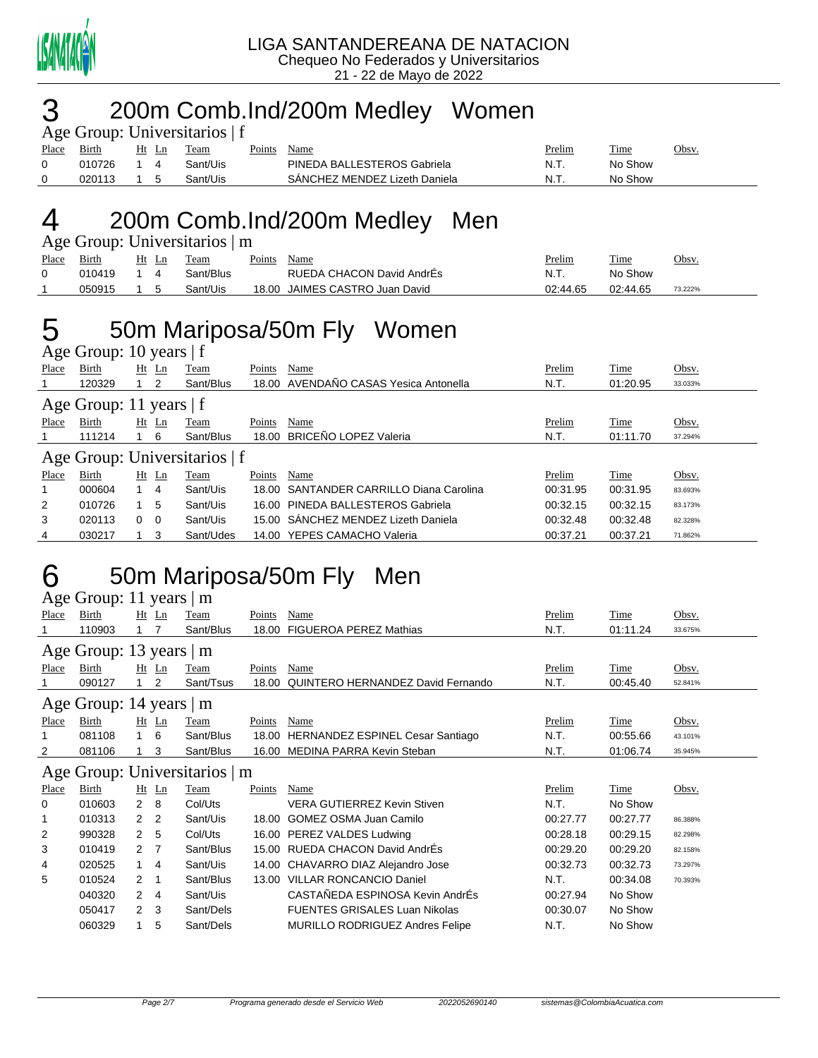LIGA SANTANDEREANA DE NATACION
Chequeo No Federados y Universitarios
21 - 22 de Mayo de 2022

# 3 200m Comb.Ind/200m Medley Women

Age Group: Universitarios | f

| Place | Birth | Ht | Ln | Team | Points | Name | Prelim | Time | Obsv. |
|---|---|---|---|---|---|---|---|---|---|
| 0 | 010726 | 1 | 4 | Sant/Uis | | PINEDA BALLESTEROS Gabriela | N.T. | No Show | |
| 0 | 020113 | 1 | 5 | Sant/Uis | | SÁNCHEZ MENDEZ Lizeth Daniela | N.T. | No Show | |

# 4 200m Comb.Ind/200m Medley Men

Age Group: Universitarios | m

| Place | Birth | Ht | Ln | Team | Points | Name | Prelim | Time | Obsv. |
|---|---|---|---|---|---|---|---|---|---|
| 0 | 010419 | 1 | 4 | Sant/Blus | | RUEDA CHACON David AndrÉs | N.T. | No Show | |
| 1 | 050915 | 1 | 5 | Sant/Uis | 18.00 | JAIMES CASTRO Juan David | 02:44.65 | 02:44.65 | 73.222% |

# 5 50m Mariposa/50m Fly Women

Age Group: 10 years | f

| Place | Birth | Ht | Ln | Team | Points | Name | Prelim | Time | Obsv. |
|---|---|---|---|---|---|---|---|---|---|
| 1 | 120329 | 1 | 2 | Sant/Blus | 18.00 | AVENDAÑO CASAS Yesica Antonella | N.T. | 01:20.95 | 33.033% |

Age Group: 11 years | f

| Place | Birth | Ht | Ln | Team | Points | Name | Prelim | Time | Obsv. |
|---|---|---|---|---|---|---|---|---|---|
| 1 | 111214 | 1 | 6 | Sant/Blus | 18.00 | BRICEÑO LOPEZ Valeria | N.T. | 01:11.70 | 37.294% |

Age Group: Universitarios | f

| Place | Birth | Ht | Ln | Team | Points | Name | Prelim | Time | Obsv. |
|---|---|---|---|---|---|---|---|---|---|
| 1 | 000604 | 1 | 4 | Sant/Uis | 18.00 | SANTANDER CARRILLO Diana Carolina | 00:31.95 | 00:31.95 | 83.693% |
| 2 | 010726 | 1 | 5 | Sant/Uis | 16.00 | PINEDA BALLESTEROS Gabriela | 00:32.15 | 00:32.15 | 83.173% |
| 3 | 020113 | 0 | 0 | Sant/Uis | 15.00 | SÁNCHEZ MENDEZ Lizeth Daniela | 00:32.48 | 00:32.48 | 82.328% |
| 4 | 030217 | 1 | 3 | Sant/Udes | 14.00 | YEPES CAMACHO Valeria | 00:37.21 | 00:37.21 | 71.862% |

# 6 50m Mariposa/50m Fly Men

Age Group: 11 years | m

| Place | Birth | Ht | Ln | Team | Points | Name | Prelim | Time | Obsv. |
|---|---|---|---|---|---|---|---|---|---|
| 1 | 110903 | 1 | 7 | Sant/Blus | 18.00 | FIGUEROA PEREZ Mathias | N.T. | 01:11.24 | 33.675% |

Age Group: 13 years | m

| Place | Birth | Ht | Ln | Team | Points | Name | Prelim | Time | Obsv. |
|---|---|---|---|---|---|---|---|---|---|
| 1 | 090127 | 1 | 2 | Sant/Tsus | 18.00 | QUINTERO HERNANDEZ David Fernando | N.T. | 00:45.40 | 52.841% |

Age Group: 14 years | m

| Place | Birth | Ht | Ln | Team | Points | Name | Prelim | Time | Obsv. |
|---|---|---|---|---|---|---|---|---|---|
| 1 | 081108 | 1 | 6 | Sant/Blus | 18.00 | HERNANDEZ ESPINEL Cesar Santiago | N.T. | 00:55.66 | 43.101% |
| 2 | 081106 | 1 | 3 | Sant/Blus | 16.00 | MEDINA PARRA Kevin Steban | N.T. | 01:06.74 | 35.945% |

Age Group: Universitarios | m

| Place | Birth | Ht | Ln | Team | Points | Name | Prelim | Time | Obsv. |
|---|---|---|---|---|---|---|---|---|---|
| 0 | 010603 | 2 | 8 | Col/Uts | | VERA GUTIERREZ Kevin Stiven | N.T. | No Show | |
| 1 | 010313 | 2 | 2 | Sant/Uis | 18.00 | GOMEZ OSMA Juan Camilo | 00:27.77 | 00:27.77 | 86.388% |
| 2 | 990328 | 2 | 5 | Col/Uts | 16.00 | PEREZ VALDES Ludwing | 00:28.18 | 00:29.15 | 82.298% |
| 3 | 010419 | 2 | 7 | Sant/Blus | 15.00 | RUEDA CHACON David AndrÉs | 00:29.20 | 00:29.20 | 82.158% |
| 4 | 020525 | 1 | 4 | Sant/Uis | 14.00 | CHAVARRO DIAZ Alejandro Jose | 00:32.73 | 00:32.73 | 73.297% |
| 5 | 010524 | 2 | 1 | Sant/Blus | 13.00 | VILLAR RONCANCIO Daniel | N.T. | 00:34.08 | 70.393% |
| | 040320 | 2 | 4 | Sant/Uis | | CASTAÑEDA ESPINOSA Kevin AndrÉs | 00:27.94 | No Show | |
| | 050417 | 2 | 3 | Sant/Dels | | FUENTES GRISALES Luan Nikolas | 00:30.07 | No Show | |
| | 060329 | 1 | 5 | Sant/Dels | | MURILLO RODRIGUEZ Andres Felipe | N.T. | No Show | |

Programa generado desde el Servicio Web 2022052690140 sistemas@ColombiaAcuatica.com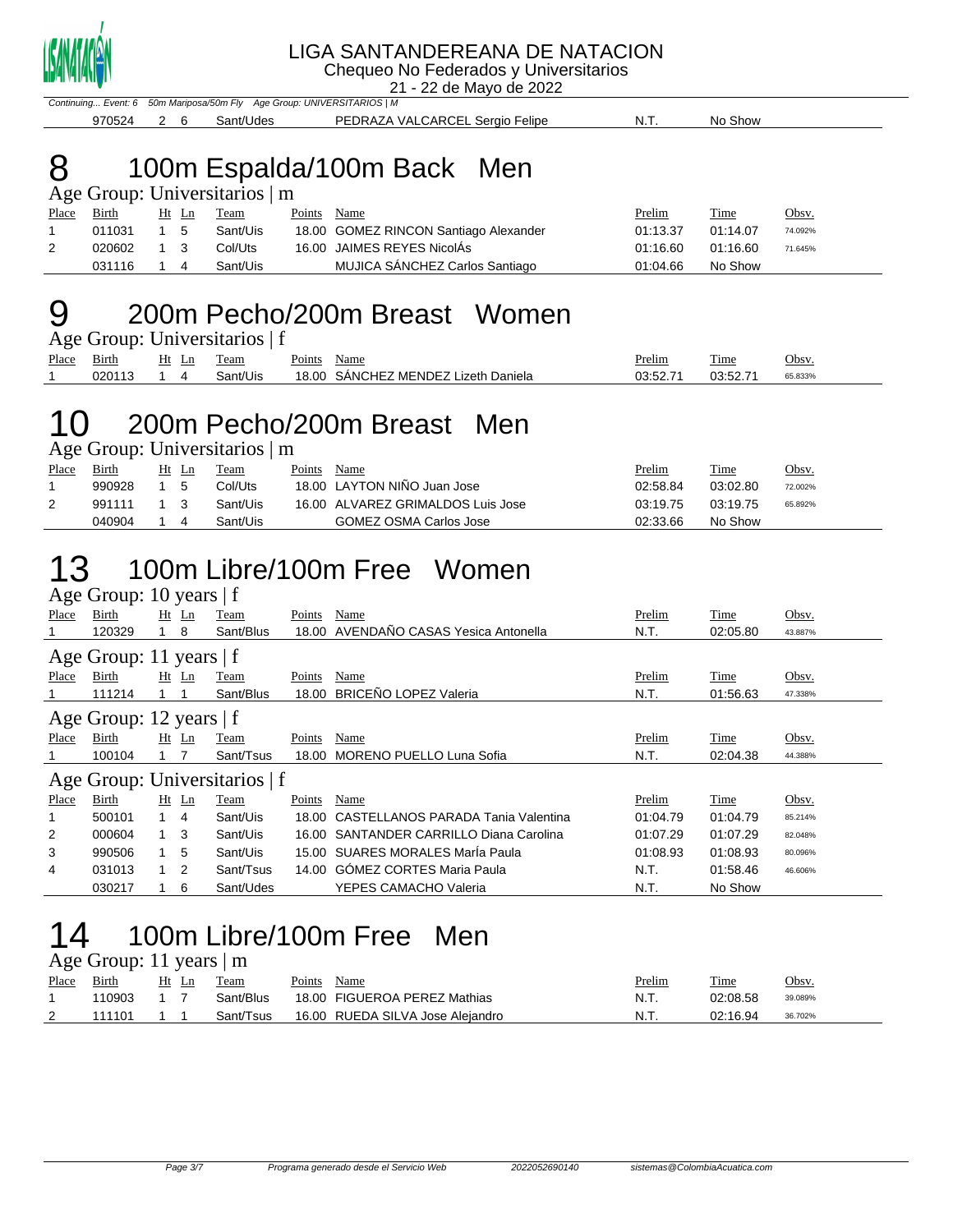Continuing... Event: 6 50m Mariposa/50m Fly Age Group: UNIVERSITARIOS | M

| | | | | | | | | |
|---|---|---|---|---|---|---|---|---|
| | 970524 | 2 6 | Sant/Udes | | PEDRAZA VALCARCEL Sergio Felipe | N.T. | No Show | |

# 8 100m Espalda/100m Back Men

Age Group: Universitarios | m

| Place | Birth | Ht Ln | Team | Points | Name | Prelim | Time | Obsv. |
|---|---|---|---|---|---|---|---|---|
| 1 | 011031 | 1 5 | Sant/Uis | 18.00 | GOMEZ RINCON Santiago Alexander | 01:13.37 | 01:14.07 | 74.092% |
| 2 | 020602 | 1 3 | Col/Uts | 16.00 | JAIMES REYES NicolÁs | 01:16.60 | 01:16.60 | 71.645% |
| | 031116 | 1 4 | Sant/Uis | | MUJICA SÁNCHEZ Carlos Santiago | 01:04.66 | No Show | |

# 9 200m Pecho/200m Breast Women

Age Group: Universitarios | f

| Place | Birth | Ht Ln | Team | Points | Name | Prelim | Time | Obsv. |
|---|---|---|---|---|---|---|---|---|
| 1 | 020113 | 1 4 | Sant/Uis | 18.00 | SÁNCHEZ MENDEZ Lizeth Daniela | 03:52.71 | 03:52.71 | 65.833% |

# 10 200m Pecho/200m Breast Men

Age Group: Universitarios | m

| Place | Birth | Ht Ln | Team | Points | Name | Prelim | Time | Obsv. |
|---|---|---|---|---|---|---|---|---|
| 1 | 990928 | 1 5 | Col/Uts | 18.00 | LAYTON NIÑO Juan Jose | 02:58.84 | 03:02.80 | 72.002% |
| 2 | 991111 | 1 3 | Sant/Uis | 16.00 | ALVAREZ GRIMALDOS Luis Jose | 03:19.75 | 03:19.75 | 65.892% |
| | 040904 | 1 4 | Sant/Uis | | GOMEZ OSMA Carlos Jose | 02:33.66 | No Show | |

# 13 100m Libre/100m Free Women

Age Group: 10 years | f

| Place | Birth | Ht Ln | Team | Points | Name | Prelim | Time | Obsv. |
|---|---|---|---|---|---|---|---|---|
| 1 | 120329 | 1 8 | Sant/Blus | 18.00 | AVENDAÑO CASAS Yesica Antonella | N.T. | 02:05.80 | 43.887% |

Age Group: 11 years | f

| Place | Birth | Ht Ln | Team | Points | Name | Prelim | Time | Obsv. |
|---|---|---|---|---|---|---|---|---|
| 1 | 111214 | 1 1 | Sant/Blus | 18.00 | BRICEÑO LOPEZ Valeria | N.T. | 01:56.63 | 47.338% |

Age Group: 12 years | f

| Place | Birth | Ht Ln | Team | Points | Name | Prelim | Time | Obsv. |
|---|---|---|---|---|---|---|---|---|
| 1 | 100104 | 1 7 | Sant/Tsus | 18.00 | MORENO PUELLO Luna Sofia | N.T. | 02:04.38 | 44.388% |

Age Group: Universitarios | f

| Place | Birth | Ht Ln | Team | Points | Name | Prelim | Time | Obsv. |
|---|---|---|---|---|---|---|---|---|
| 1 | 500101 | 1 4 | Sant/Uis | 18.00 | CASTELLANOS PARADA Tania Valentina | 01:04.79 | 01:04.79 | 85.214% |
| 2 | 000604 | 1 3 | Sant/Uis | 16.00 | SANTANDER CARRILLO Diana Carolina | 01:07.29 | 01:07.29 | 82.048% |
| 3 | 990506 | 1 5 | Sant/Uis | 15.00 | SUARES MORALES MarÍa Paula | 01:08.93 | 01:08.93 | 80.096% |
| 4 | 031013 | 1 2 | Sant/Tsus | 14.00 | GÓMEZ CORTES Maria Paula | N.T. | 01:58.46 | 46.606% |
| | 030217 | 1 6 | Sant/Udes | | YEPES CAMACHO Valeria | N.T. | No Show | |

# 14 100m Libre/100m Free Men

Age Group: 11 years | m

| Place | Birth | Ht Ln | Team | Points | Name | Prelim | Time | Obsv. |
|---|---|---|---|---|---|---|---|---|
| 1 | 110903 | 1 7 | Sant/Blus | 18.00 | FIGUEROA PEREZ Mathias | N.T. | 02:08.58 | 39.089% |
| 2 | 111101 | 1 1 | Sant/Tsus | 16.00 | RUEDA SILVA Jose Alejandro | N.T. | 02:16.94 | 36.702% |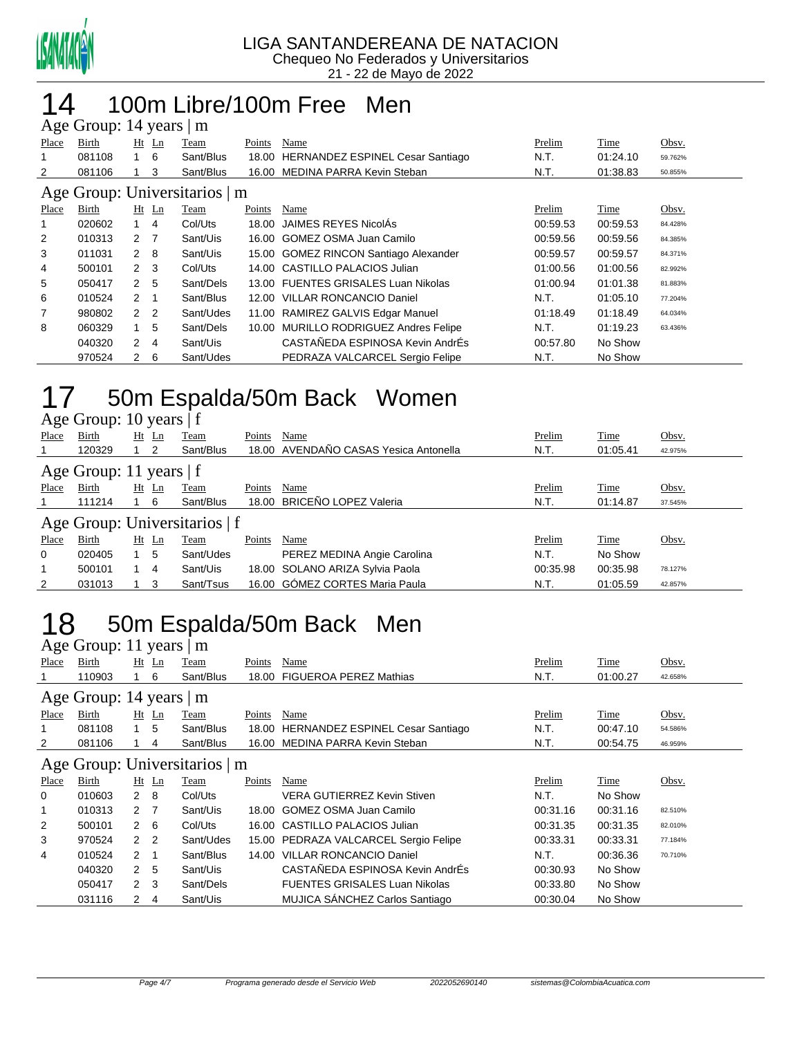LIGA SANTANDEREANA DE NATACION
Chequeo No Federados y Universitarios
21 - 22 de Mayo de 2022

# 14 100m Libre/100m Free Men

### Age Group: 14 years | m

| Place | Birth | Ht | Ln | Team | Points | Name | Prelim | Time | Obsv. |
|---|---|---|---|---|---|---|---|---|---|
| 1 | 081108 | 1 | 6 | Sant/Blus | 18.00 | HERNANDEZ ESPINEL Cesar Santiago | N.T. | 01:24.10 | 59.762% |
| 2 | 081106 | 1 | 3 | Sant/Blus | 16.00 | MEDINA PARRA Kevin Steban | N.T. | 01:38.83 | 50.855% |

### Age Group: Universitarios | m

| Place | Birth | Ht | Ln | Team | Points | Name | Prelim | Time | Obsv. |
|---|---|---|---|---|---|---|---|---|---|
| 1 | 020602 | 1 | 4 | Col/Uts | 18.00 | JAIMES REYES NicolÁs | 00:59.53 | 00:59.53 | 84.428% |
| 2 | 010313 | 2 | 7 | Sant/Uis | 16.00 | GOMEZ OSMA Juan Camilo | 00:59.56 | 00:59.56 | 84.385% |
| 3 | 011031 | 2 | 8 | Sant/Uis | 15.00 | GOMEZ RINCON Santiago Alexander | 00:59.57 | 00:59.57 | 84.371% |
| 4 | 500101 | 2 | 3 | Col/Uts | 14.00 | CASTILLO PALACIOS Julian | 01:00.56 | 01:00.56 | 82.992% |
| 5 | 050417 | 2 | 5 | Sant/Dels | 13.00 | FUENTES GRISALES Luan Nikolas | 01:00.94 | 01:01.38 | 81.883% |
| 6 | 010524 | 2 | 1 | Sant/Blus | 12.00 | VILLAR RONCANCIO Daniel | N.T. | 01:05.10 | 77.204% |
| 7 | 980802 | 2 | 2 | Sant/Udes | 11.00 | RAMIREZ GALVIS Edgar Manuel | 01:18.49 | 01:18.49 | 64.034% |
| 8 | 060329 | 1 | 5 | Sant/Dels | 10.00 | MURILLO RODRIGUEZ Andres Felipe | N.T. | 01:19.23 | 63.436% |
| | 040320 | 2 | 4 | Sant/Uis | | CASTAÑEDA ESPINOSA Kevin AndrÉs | 00:57.80 | No Show | |
| | 970524 | 2 | 6 | Sant/Udes | | PEDRAZA VALCARCEL Sergio Felipe | N.T. | No Show | |

# 17 50m Espalda/50m Back Women

### Age Group: 10 years | f

| Place | Birth | Ht | Ln | Team | Points | Name | Prelim | Time | Obsv. |
|---|---|---|---|---|---|---|---|---|---|
| 1 | 120329 | 1 | 2 | Sant/Blus | 18.00 | AVENDAÑO CASAS Yesica Antonella | N.T. | 01:05.41 | 42.975% |

### Age Group: 11 years | f

| Place | Birth | Ht | Ln | Team | Points | Name | Prelim | Time | Obsv. |
|---|---|---|---|---|---|---|---|---|---|
| 1 | 111214 | 1 | 6 | Sant/Blus | 18.00 | BRICEÑO LOPEZ Valeria | N.T. | 01:14.87 | 37.545% |

### Age Group: Universitarios | f

| Place | Birth | Ht | Ln | Team | Points | Name | Prelim | Time | Obsv. |
|---|---|---|---|---|---|---|---|---|---|
| 0 | 020405 | 1 | 5 | Sant/Udes | | PEREZ MEDINA Angie Carolina | N.T. | No Show | |
| 1 | 500101 | 1 | 4 | Sant/Uis | 18.00 | SOLANO ARIZA Sylvia Paola | 00:35.98 | 00:35.98 | 78.127% |
| 2 | 031013 | 1 | 3 | Sant/Tsus | 16.00 | GÓMEZ CORTES Maria Paula | N.T. | 01:05.59 | 42.857% |

# 18 50m Espalda/50m Back Men

### Age Group: 11 years | m

| Place | Birth | Ht | Ln | Team | Points | Name | Prelim | Time | Obsv. |
|---|---|---|---|---|---|---|---|---|---|
| 1 | 110903 | 1 | 6 | Sant/Blus | 18.00 | FIGUEROA PEREZ Mathias | N.T. | 01:00.27 | 42.658% |

### Age Group: 14 years | m

| Place | Birth | Ht | Ln | Team | Points | Name | Prelim | Time | Obsv. |
|---|---|---|---|---|---|---|---|---|---|
| 1 | 081108 | 1 | 5 | Sant/Blus | 18.00 | HERNANDEZ ESPINEL Cesar Santiago | N.T. | 00:47.10 | 54.586% |
| 2 | 081106 | 1 | 4 | Sant/Blus | 16.00 | MEDINA PARRA Kevin Steban | N.T. | 00:54.75 | 46.959% |

### Age Group: Universitarios | m

| Place | Birth | Ht | Ln | Team | Points | Name | Prelim | Time | Obsv. |
|---|---|---|---|---|---|---|---|---|---|
| 0 | 010603 | 2 | 8 | Col/Uts | | VERA GUTIERREZ Kevin Stiven | N.T. | No Show | |
| 1 | 010313 | 2 | 7 | Sant/Uis | 18.00 | GOMEZ OSMA Juan Camilo | 00:31.16 | 00:31.16 | 82.510% |
| 2 | 500101 | 2 | 6 | Col/Uts | 16.00 | CASTILLO PALACIOS Julian | 00:31.35 | 00:31.35 | 82.010% |
| 3 | 970524 | 2 | 2 | Sant/Udes | 15.00 | PEDRAZA VALCARCEL Sergio Felipe | 00:33.31 | 00:33.31 | 77.184% |
| 4 | 010524 | 2 | 1 | Sant/Blus | 14.00 | VILLAR RONCANCIO Daniel | N.T. | 00:36.36 | 70.710% |
| | 040320 | 2 | 5 | Sant/Uis | | CASTAÑEDA ESPINOSA Kevin AndrÉs | 00:30.93 | No Show | |
| | 050417 | 2 | 3 | Sant/Dels | | FUENTES GRISALES Luan Nikolas | 00:33.80 | No Show | |
| | 031116 | 2 | 4 | Sant/Uis | | MUJICA SÁNCHEZ Carlos Santiago | 00:30.04 | No Show | |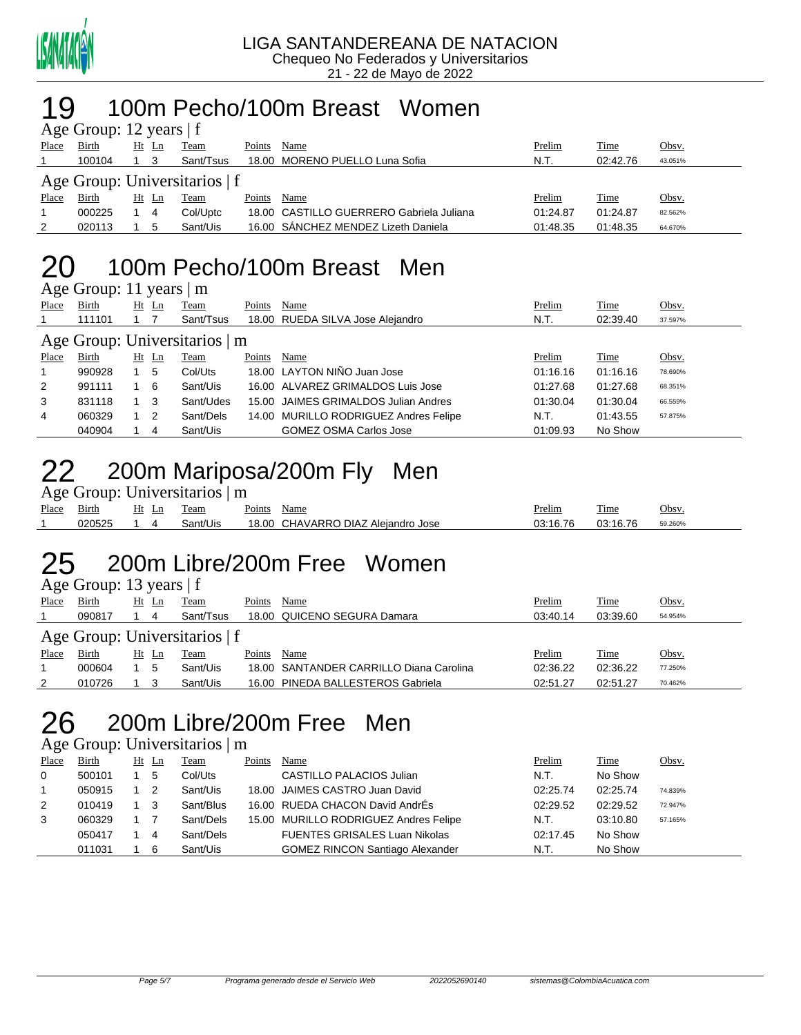LIGA SANTANDEREANA DE NATACION
Chequeo No Federados y Universitarios
21 - 22 de Mayo de 2022

# 19 100m Pecho/100m Breast Women

### Age Group: 12 years | f

| Place | Birth | Ht | Ln | Team | Points | Name | Prelim | Time | Obsv. |
|---|---|---|---|---|---|---|---|---|---|
| 1 | 100104 | 1 | 3 | Sant/Tsus | 18.00 | MORENO PUELLO Luna Sofia | N.T. | 02:42.76 | 43.051% |

### Age Group: Universitarios | f

| Place | Birth | Ht | Ln | Team | Points | Name | Prelim | Time | Obsv. |
|---|---|---|---|---|---|---|---|---|---|
| 1 | 000225 | 1 | 4 | Col/Uptc | 18.00 | CASTILLO GUERRERO Gabriela Juliana | 01:24.87 | 01:24.87 | 82.562% |
| 2 | 020113 | 1 | 5 | Sant/Uis | 16.00 | SÁNCHEZ MENDEZ Lizeth Daniela | 01:48.35 | 01:48.35 | 64.670% |

# 20 100m Pecho/100m Breast Men

### Age Group: 11 years | m

| Place | Birth | Ht | Ln | Team | Points | Name | Prelim | Time | Obsv. |
|---|---|---|---|---|---|---|---|---|---|
| 1 | 111101 | 1 | 7 | Sant/Tsus | 18.00 | RUEDA SILVA Jose Alejandro | N.T. | 02:39.40 | 37.597% |

### Age Group: Universitarios | m

| Place | Birth | Ht | Ln | Team | Points | Name | Prelim | Time | Obsv. |
|---|---|---|---|---|---|---|---|---|---|
| 1 | 990928 | 1 | 5 | Col/Uts | 18.00 | LAYTON NIÑO Juan Jose | 01:16.16 | 01:16.16 | 78.690% |
| 2 | 991111 | 1 | 6 | Sant/Uis | 16.00 | ALVAREZ GRIMALDOS Luis Jose | 01:27.68 | 01:27.68 | 68.351% |
| 3 | 831118 | 1 | 3 | Sant/Udes | 15.00 | JAIMES GRIMALDOS Julian Andres | 01:30.04 | 01:30.04 | 66.559% |
| 4 | 060329 | 1 | 2 | Sant/Dels | 14.00 | MURILLO RODRIGUEZ Andres Felipe | N.T. | 01:43.55 | 57.875% |
| | 040904 | 1 | 4 | Sant/Uis | | GOMEZ OSMA Carlos Jose | 01:09.93 | No Show | |

# 22 200m Mariposa/200m Fly Men

### Age Group: Universitarios | m

| Place | Birth | Ht | Ln | Team | Points | Name | Prelim | Time | Obsv. |
|---|---|---|---|---|---|---|---|---|---|
| 1 | 020525 | 1 | 4 | Sant/Uis | 18.00 | CHAVARRO DIAZ Alejandro Jose | 03:16.76 | 03:16.76 | 59.260% |

# 25 200m Libre/200m Free Women

### Age Group: 13 years | f

| Place | Birth | Ht | Ln | Team | Points | Name | Prelim | Time | Obsv. |
|---|---|---|---|---|---|---|---|---|---|
| 1 | 090817 | 1 | 4 | Sant/Tsus | 18.00 | QUICENO SEGURA Damara | 03:40.14 | 03:39.60 | 54.954% |

### Age Group: Universitarios | f

| Place | Birth | Ht | Ln | Team | Points | Name | Prelim | Time | Obsv. |
|---|---|---|---|---|---|---|---|---|---|
| 1 | 000604 | 1 | 5 | Sant/Uis | 18.00 | SANTANDER CARRILLO Diana Carolina | 02:36.22 | 02:36.22 | 77.250% |
| 2 | 010726 | 1 | 3 | Sant/Uis | 16.00 | PINEDA BALLESTEROS Gabriela | 02:51.27 | 02:51.27 | 70.462% |

# 26 200m Libre/200m Free Men

### Age Group: Universitarios | m

| Place | Birth | Ht | Ln | Team | Points | Name | Prelim | Time | Obsv. |
|---|---|---|---|---|---|---|---|---|---|
| 0 | 500101 | 1 | 5 | Col/Uts | | CASTILLO PALACIOS Julian | N.T. | No Show | |
| 1 | 050915 | 1 | 2 | Sant/Uis | 18.00 | JAIMES CASTRO Juan David | 02:25.74 | 02:25.74 | 74.839% |
| 2 | 010419 | 1 | 3 | Sant/Blus | 16.00 | RUEDA CHACON David AndrÉs | 02:29.52 | 02:29.52 | 72.947% |
| 3 | 060329 | 1 | 7 | Sant/Dels | 15.00 | MURILLO RODRIGUEZ Andres Felipe | N.T. | 03:10.80 | 57.165% |
| | 050417 | 1 | 4 | Sant/Dels | | FUENTES GRISALES Luan Nikolas | 02:17.45 | No Show | |
| | 011031 | 1 | 6 | Sant/Uis | | GOMEZ RINCON Santiago Alexander | N.T. | No Show | |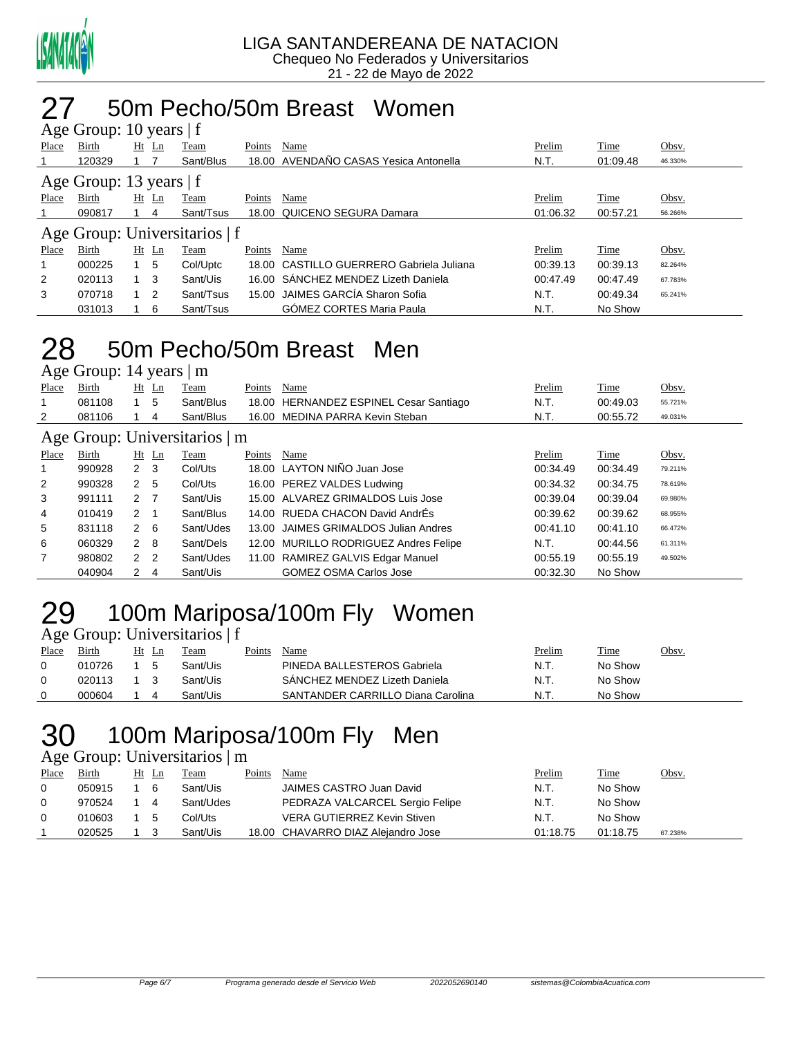# 27 50m Pecho/50m Breast Women

### Age Group: 10 years | f

| Place | Birth | Ht | Ln | Team | Points | Name | Prelim | Time | Obsv. |
|---|---|---|---|---|---|---|---|---|---|
| 1 | 120329 | 1 | 7 | Sant/Blus | 18.00 | AVENDAÑO CASAS Yesica Antonella | N.T. | 01:09.48 | 46.330% |

### Age Group: 13 years | f

| Place | Birth | Ht | Ln | Team | Points | Name | Prelim | Time | Obsv. |
|---|---|---|---|---|---|---|---|---|---|
| 1 | 090817 | 1 | 4 | Sant/Tsus | 18.00 | QUICENO SEGURA Damara | 01:06.32 | 00:57.21 | 56.266% |

### Age Group: Universitarios | f

| Place | Birth | Ht | Ln | Team | Points | Name | Prelim | Time | Obsv. |
|---|---|---|---|---|---|---|---|---|---|
| 1 | 000225 | 1 | 5 | Col/Uptc | 18.00 | CASTILLO GUERRERO Gabriela Juliana | 00:39.13 | 00:39.13 | 82.264% |
| 2 | 020113 | 1 | 3 | Sant/Uis | 16.00 | SÁNCHEZ MENDEZ Lizeth Daniela | 00:47.49 | 00:47.49 | 67.783% |
| 3 | 070718 | 1 | 2 | Sant/Tsus | 15.00 | JAIMES GARCÍA Sharon Sofia | N.T. | 00:49.34 | 65.241% |
| | 031013 | 1 | 6 | Sant/Tsus | | GÓMEZ CORTES Maria Paula | N.T. | No Show | |

# 28 50m Pecho/50m Breast Men

### Age Group: 14 years | m

| Place | Birth | Ht | Ln | Team | Points | Name | Prelim | Time | Obsv. |
|---|---|---|---|---|---|---|---|---|---|
| 1 | 081108 | 1 | 5 | Sant/Blus | 18.00 | HERNANDEZ ESPINEL Cesar Santiago | N.T. | 00:49.03 | 55.721% |
| 2 | 081106 | 1 | 4 | Sant/Blus | 16.00 | MEDINA PARRA Kevin Steban | N.T. | 00:55.72 | 49.031% |

### Age Group: Universitarios | m

| Place | Birth | Ht | Ln | Team | Points | Name | Prelim | Time | Obsv. |
|---|---|---|---|---|---|---|---|---|---|
| 1 | 990928 | 2 | 3 | Col/Uts | 18.00 | LAYTON NIÑO Juan Jose | 00:34.49 | 00:34.49 | 79.211% |
| 2 | 990328 | 2 | 5 | Col/Uts | 16.00 | PEREZ VALDES Ludwing | 00:34.32 | 00:34.75 | 78.619% |
| 3 | 991111 | 2 | 7 | Sant/Uis | 15.00 | ALVAREZ GRIMALDOS Luis Jose | 00:39.04 | 00:39.04 | 69.980% |
| 4 | 010419 | 2 | 1 | Sant/Blus | 14.00 | RUEDA CHACON David AndrÉs | 00:39.62 | 00:39.62 | 68.955% |
| 5 | 831118 | 2 | 6 | Sant/Udes | 13.00 | JAIMES GRIMALDOS Julian Andres | 00:41.10 | 00:41.10 | 66.472% |
| 6 | 060329 | 2 | 8 | Sant/Dels | 12.00 | MURILLO RODRIGUEZ Andres Felipe | N.T. | 00:44.56 | 61.311% |
| 7 | 980802 | 2 | 2 | Sant/Udes | 11.00 | RAMIREZ GALVIS Edgar Manuel | 00:55.19 | 00:55.19 | 49.502% |
| | 040904 | 2 | 4 | Sant/Uis | | GOMEZ OSMA Carlos Jose | 00:32.30 | No Show | |

# 29 100m Mariposa/100m Fly Women

### Age Group: Universitarios | f

| Place | Birth | Ht | Ln | Team | Points | Name | Prelim | Time | Obsv. |
|---|---|---|---|---|---|---|---|---|---|
| 0 | 010726 | 1 | 5 | Sant/Uis | | PINEDA BALLESTEROS Gabriela | N.T. | No Show | |
| 0 | 020113 | 1 | 3 | Sant/Uis | | SÁNCHEZ MENDEZ Lizeth Daniela | N.T. | No Show | |
| 0 | 000604 | 1 | 4 | Sant/Uis | | SANTANDER CARRILLO Diana Carolina | N.T. | No Show | |

# 30 100m Mariposa/100m Fly Men

### Age Group: Universitarios | m

| Place | Birth | Ht | Ln | Team | Points | Name | Prelim | Time | Obsv. |
|---|---|---|---|---|---|---|---|---|---|
| 0 | 050915 | 1 | 6 | Sant/Uis | | JAIMES CASTRO Juan David | N.T. | No Show | |
| 0 | 970524 | 1 | 4 | Sant/Udes | | PEDRAZA VALCARCEL Sergio Felipe | N.T. | No Show | |
| 0 | 010603 | 1 | 5 | Col/Uts | | VERA GUTIERREZ Kevin Stiven | N.T. | No Show | |
| 1 | 020525 | 1 | 3 | Sant/Uis | 18.00 | CHAVARRO DIAZ Alejandro Jose | 01:18.75 | 01:18.75 | 67.238% |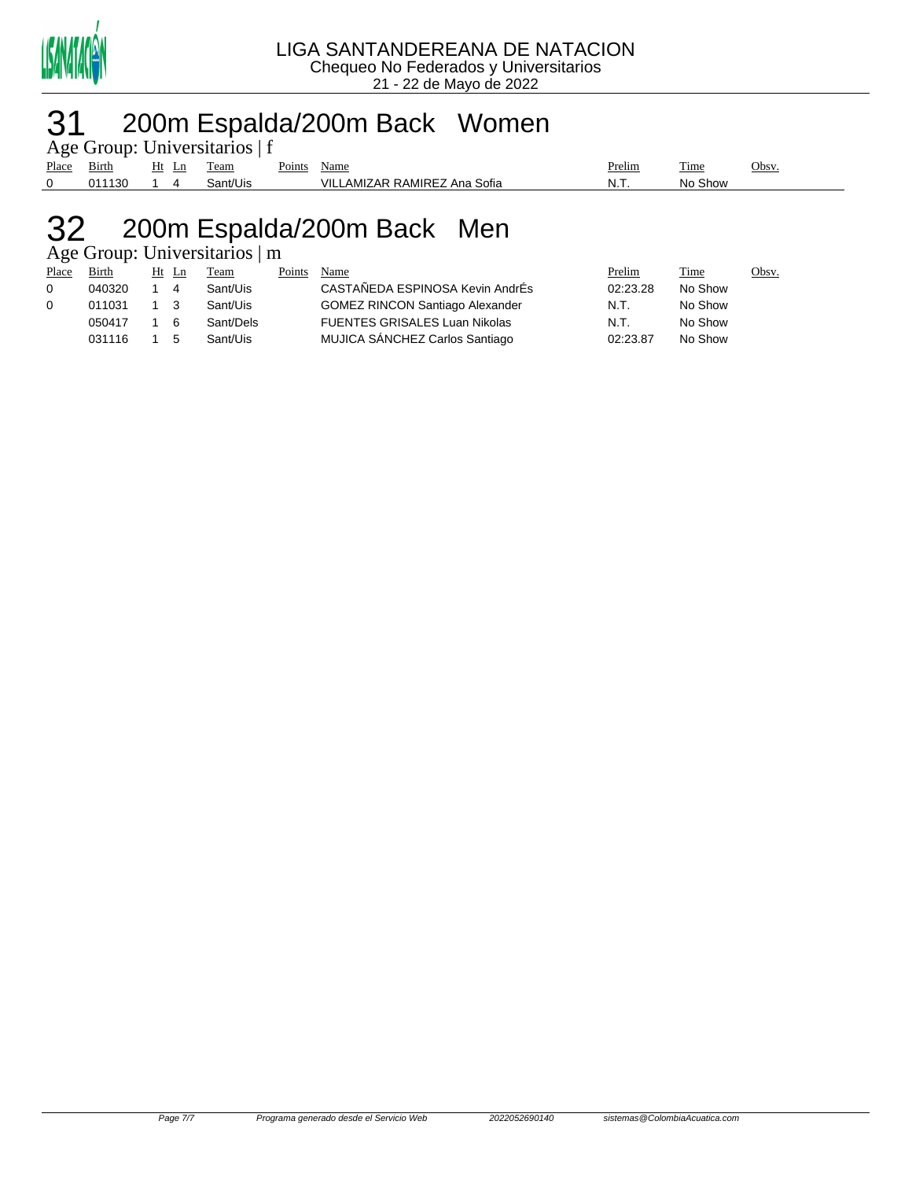LIGA SANTANDEREANA DE NATACION
Chequeo No Federados y Universitarios
21 - 22 de Mayo de 2022

# 31 200m Espalda/200m Back Women

Age Group: Universitarios | f

| Place | Birth | Ht | Ln | Team | Points | Name | Prelim | Time | Obsv. |
|---|---|---|---|---|---|---|---|---|---|
| 0 | 011130 | 1 | 4 | Sant/Uis | | VILLAMIZAR RAMIREZ Ana Sofia | N.T. | No Show | |

# 32 200m Espalda/200m Back Men

Age Group: Universitarios | m

| Place | Birth | Ht | Ln | Team | Points | Name | Prelim | Time | Obsv. |
|---|---|---|---|---|---|---|---|---|---|
| 0 | 040320 | 1 | 4 | Sant/Uis | | CASTAÑEDA ESPINOSA Kevin AndrÉs | 02:23.28 | No Show | |
| 0 | 011031 | 1 | 3 | Sant/Uis | | GOMEZ RINCON Santiago Alexander | N.T. | No Show | |
| | 050417 | 1 | 6 | Sant/Dels | | FUENTES GRISALES Luan Nikolas | N.T. | No Show | |
| | 031116 | 1 | 5 | Sant/Uis | | MUJICA SÁNCHEZ Carlos Santiago | 02:23.87 | No Show | |